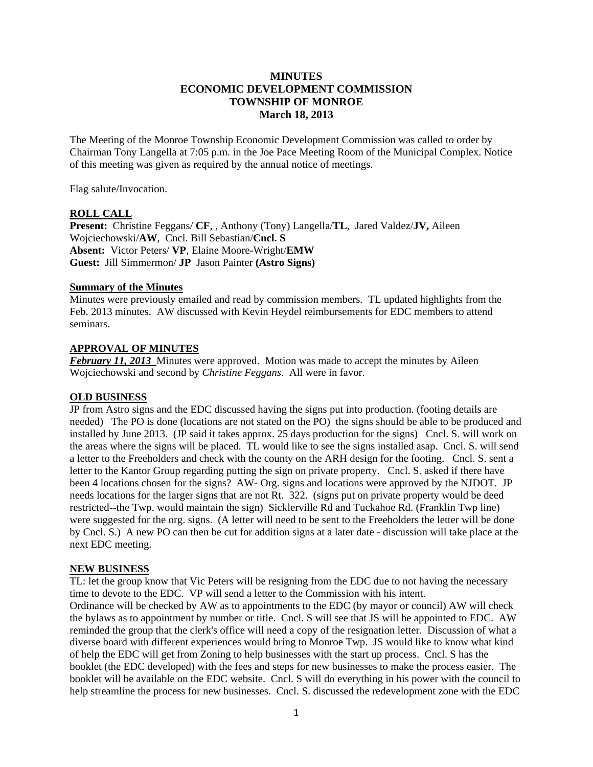**MINUTES**
**ECONOMIC DEVELOPMENT COMMISSION**
**TOWNSHIP OF MONROE**
**March 18, 2013**

The Meeting of the Monroe Township Economic Development Commission was called to order by Chairman Tony Langella at 7:05 p.m. in the Joe Pace Meeting Room of the Municipal Complex. Notice of this meeting was given as required by the annual notice of meetings.

Flag salute/Invocation.

**ROLL CALL**

**Present:** Christine Feggans/ **CF**, , Anthony (Tony) Langella/**TL**, Jared Valdez/**JV,** Aileen Wojciechowski/**AW**, Cncl. Bill Sebastian/**Cncl. S**
**Absent:** Victor Peters/ **VP**, Elaine Moore-Wright/**EMW**
**Guest:** Jill Simmermon/ **JP** Jason Painter **(Astro Signs)**

**Summary of the Minutes**

Minutes were previously emailed and read by commission members. TL updated highlights from the Feb. 2013 minutes. AW discussed with Kevin Heydel reimbursements for EDC members to attend seminars.

**APPROVAL OF MINUTES**

***February 11, 2013*** Minutes were approved. Motion was made to accept the minutes by Aileen Wojciechowski and second by *Christine Feggans*. All were in favor.

**OLD BUSINESS**

JP from Astro signs and the EDC discussed having the signs put into production. (footing details are needed) The PO is done (locations are not stated on the PO) the signs should be able to be produced and installed by June 2013. (JP said it takes approx. 25 days production for the signs) Cncl. S. will work on the areas where the signs will be placed. TL would like to see the signs installed asap. Cncl. S. will send a letter to the Freeholders and check with the county on the ARH design for the footing. Cncl. S. sent a letter to the Kantor Group regarding putting the sign on private property. Cncl. S. asked if there have been 4 locations chosen for the signs? AW- Org. signs and locations were approved by the NJDOT. JP needs locations for the larger signs that are not Rt. 322. (signs put on private property would be deed restricted--the Twp. would maintain the sign) Sicklerville Rd and Tuckahoe Rd. (Franklin Twp line) were suggested for the org. signs. (A letter will need to be sent to the Freeholders the letter will be done by Cncl. S.) A new PO can then be cut for addition signs at a later date - discussion will take place at the next EDC meeting.

**NEW BUSINESS**

TL: let the group know that Vic Peters will be resigning from the EDC due to not having the necessary time to devote to the EDC. VP will send a letter to the Commission with his intent.
Ordinance will be checked by AW as to appointments to the EDC (by mayor or council) AW will check the bylaws as to appointment by number or title. Cncl. S will see that JS will be appointed to EDC. AW reminded the group that the clerk's office will need a copy of the resignation letter. Discussion of what a diverse board with different experiences would bring to Monroe Twp. JS would like to know what kind of help the EDC will get from Zoning to help businesses with the start up process. Cncl. S has the booklet (the EDC developed) with the fees and steps for new businesses to make the process easier. The booklet will be available on the EDC website. Cncl. S will do everything in his power with the council to help streamline the process for new businesses. Cncl. S. discussed the redevelopment zone with the EDC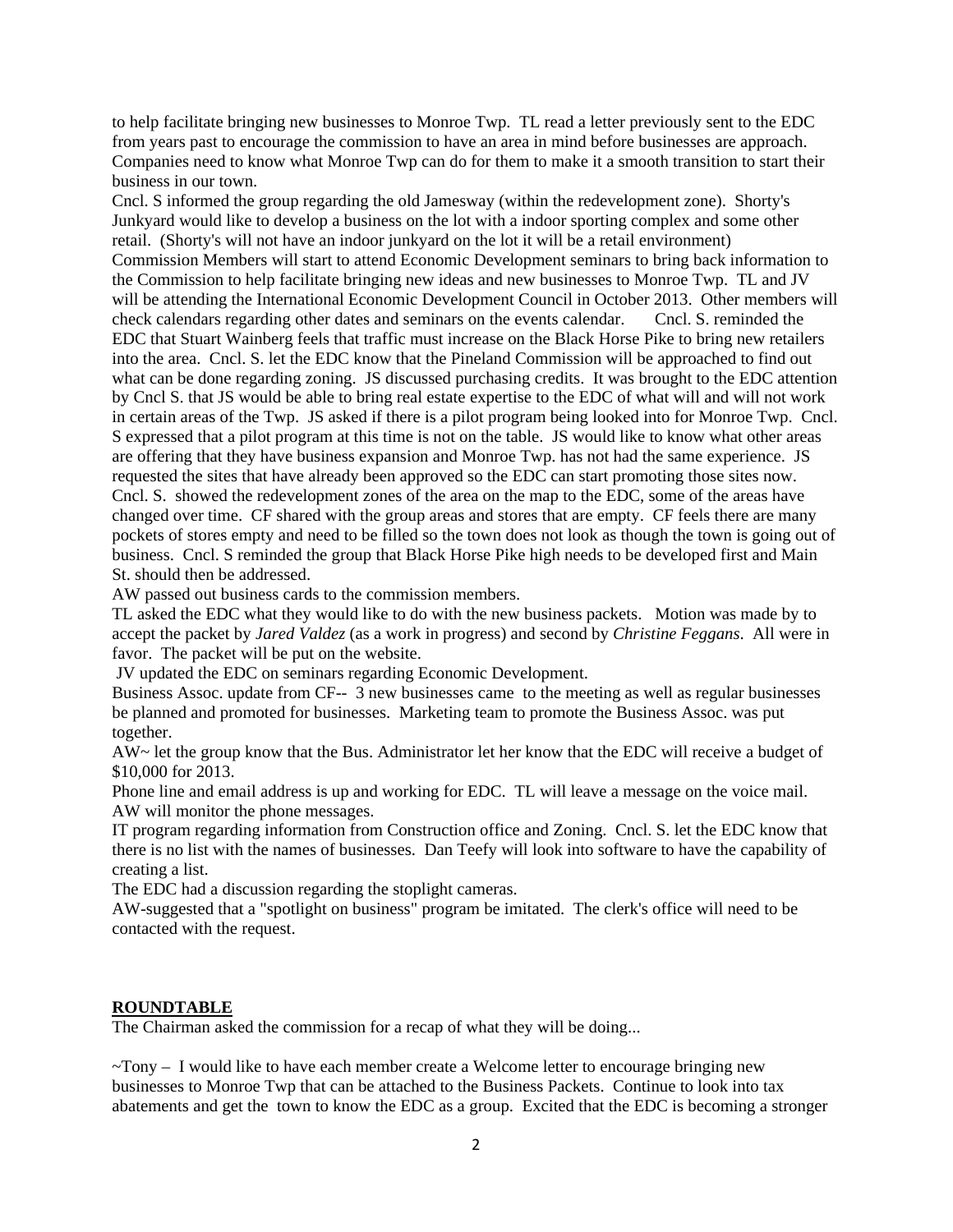to help facilitate bringing new businesses to Monroe Twp. TL read a letter previously sent to the EDC from years past to encourage the commission to have an area in mind before businesses are approach. Companies need to know what Monroe Twp can do for them to make it a smooth transition to start their business in our town.

Cncl. S informed the group regarding the old Jamesway (within the redevelopment zone). Shorty's Junkyard would like to develop a business on the lot with a indoor sporting complex and some other retail. (Shorty's will not have an indoor junkyard on the lot it will be a retail environment)

Commission Members will start to attend Economic Development seminars to bring back information to the Commission to help facilitate bringing new ideas and new businesses to Monroe Twp. TL and JV will be attending the International Economic Development Council in October 2013. Other members will check calendars regarding other dates and seminars on the events calendar. Cncl. S. reminded the EDC that Stuart Wainberg feels that traffic must increase on the Black Horse Pike to bring new retailers into the area. Cncl. S. let the EDC know that the Pineland Commission will be approached to find out what can be done regarding zoning. JS discussed purchasing credits. It was brought to the EDC attention by Cncl S. that JS would be able to bring real estate expertise to the EDC of what will and will not work in certain areas of the Twp. JS asked if there is a pilot program being looked into for Monroe Twp. Cncl. S expressed that a pilot program at this time is not on the table. JS would like to know what other areas are offering that they have business expansion and Monroe Twp. has not had the same experience. JS requested the sites that have already been approved so the EDC can start promoting those sites now. Cncl. S. showed the redevelopment zones of the area on the map to the EDC, some of the areas have changed over time. CF shared with the group areas and stores that are empty. CF feels there are many pockets of stores empty and need to be filled so the town does not look as though the town is going out of business. Cncl. S reminded the group that Black Horse Pike high needs to be developed first and Main St. should then be addressed.

AW passed out business cards to the commission members.

TL asked the EDC what they would like to do with the new business packets. Motion was made by to accept the packet by *Jared Valdez* (as a work in progress) and second by *Christine Feggans*. All were in favor. The packet will be put on the website.

JV updated the EDC on seminars regarding Economic Development.

Business Assoc. update from CF-- 3 new businesses came to the meeting as well as regular businesses be planned and promoted for businesses. Marketing team to promote the Business Assoc. was put together.

AW~ let the group know that the Bus. Administrator let her know that the EDC will receive a budget of $10,000 for 2013.

Phone line and email address is up and working for EDC. TL will leave a message on the voice mail. AW will monitor the phone messages.

IT program regarding information from Construction office and Zoning. Cncl. S. let the EDC know that there is no list with the names of businesses. Dan Teefy will look into software to have the capability of creating a list.

The EDC had a discussion regarding the stoplight cameras.

AW-suggested that a "spotlight on business" program be imitated. The clerk's office will need to be contacted with the request.

## **ROUNDTABLE**

The Chairman asked the commission for a recap of what they will be doing...

~Tony – I would like to have each member create a Welcome letter to encourage bringing new businesses to Monroe Twp that can be attached to the Business Packets. Continue to look into tax abatements and get the town to know the EDC as a group. Excited that the EDC is becoming a stronger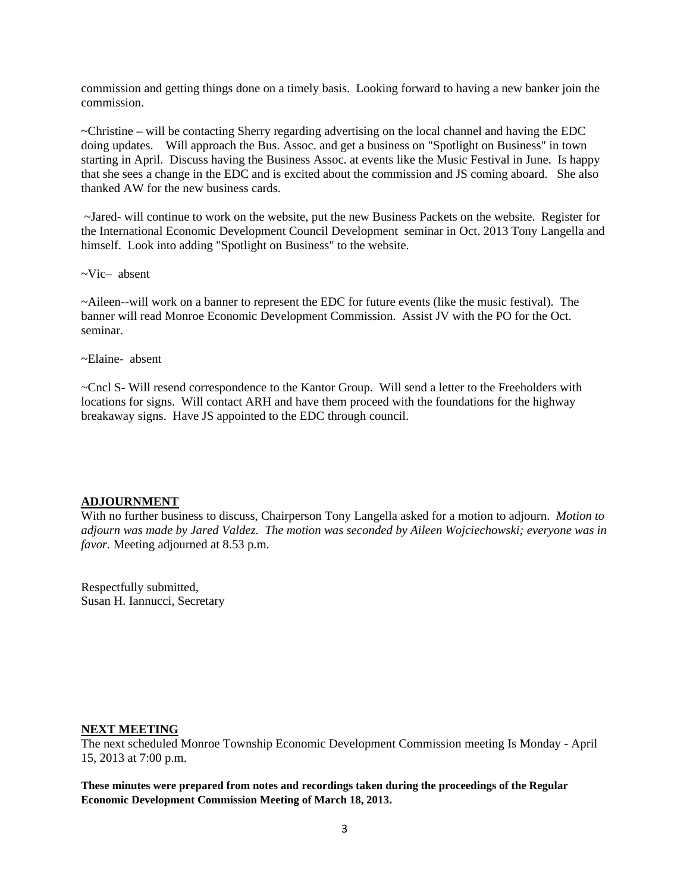commission and getting things done on a timely basis. Looking forward to having a new banker join the commission.

~Christine – will be contacting Sherry regarding advertising on the local channel and having the EDC doing updates. Will approach the Bus. Assoc. and get a business on "Spotlight on Business" in town starting in April. Discuss having the Business Assoc. at events like the Music Festival in June. Is happy that she sees a change in the EDC and is excited about the commission and JS coming aboard. She also thanked AW for the new business cards.

~Jared- will continue to work on the website, put the new Business Packets on the website. Register for the International Economic Development Council Development seminar in Oct. 2013 Tony Langella and himself. Look into adding "Spotlight on Business" to the website.

~Vic– absent

~Aileen--will work on a banner to represent the EDC for future events (like the music festival). The banner will read Monroe Economic Development Commission. Assist JV with the PO for the Oct. seminar.

~Elaine- absent

~Cncl S- Will resend correspondence to the Kantor Group. Will send a letter to the Freeholders with locations for signs. Will contact ARH and have them proceed with the foundations for the highway breakaway signs. Have JS appointed to the EDC through council.

## ADJOURNMENT

With no further business to discuss, Chairperson Tony Langella asked for a motion to adjourn. *Motion to adjourn was made by Jared Valdez. The motion was seconded by Aileen Wojciechowski; everyone was in favor.* Meeting adjourned at 8.53 p.m.

Respectfully submitted,
Susan H. Iannucci, Secretary

## NEXT MEETING

The next scheduled Monroe Township Economic Development Commission meeting Is Monday - April 15, 2013 at 7:00 p.m.

**These minutes were prepared from notes and recordings taken during the proceedings of the Regular Economic Development Commission Meeting of March 18, 2013.**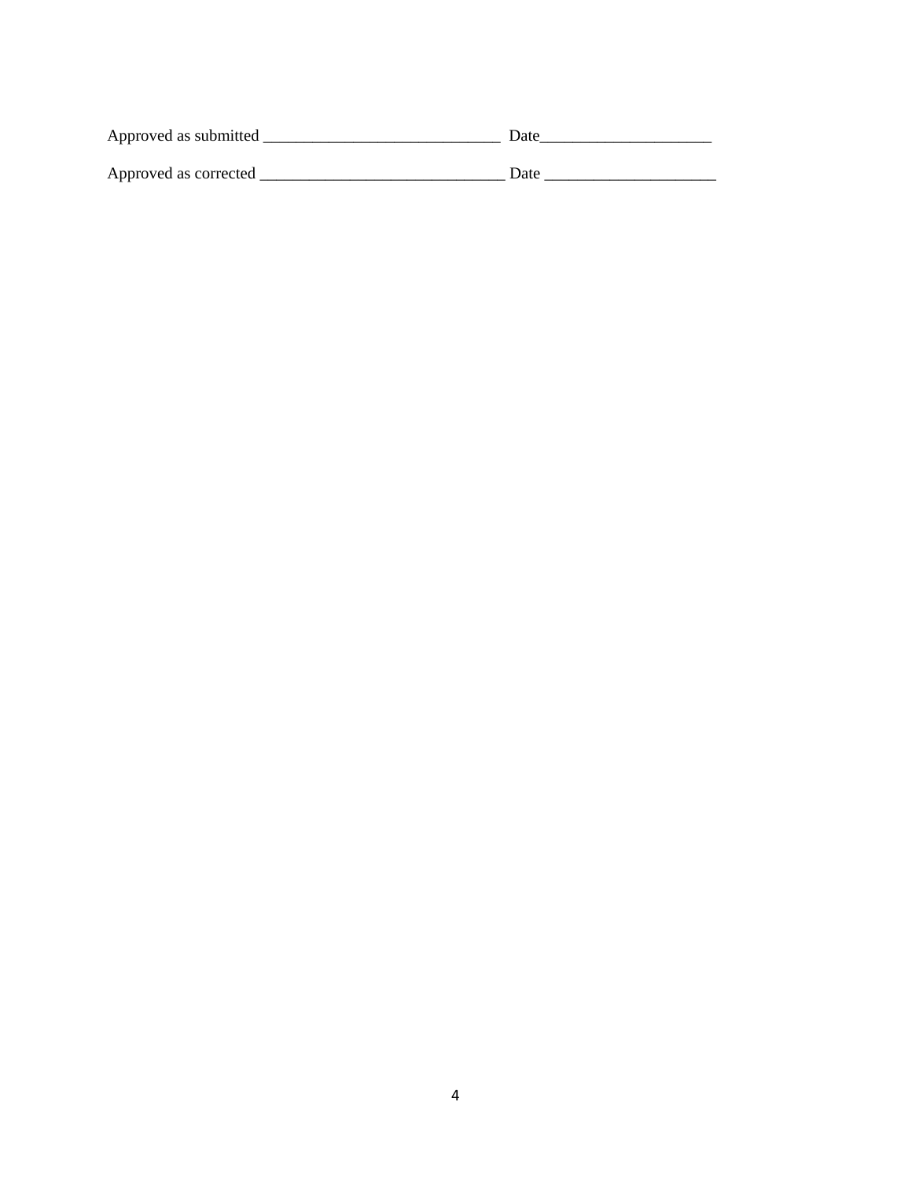Approved as submitted _____________________________ Date_____________________

Approved as corrected ______________________________ Date _____________________